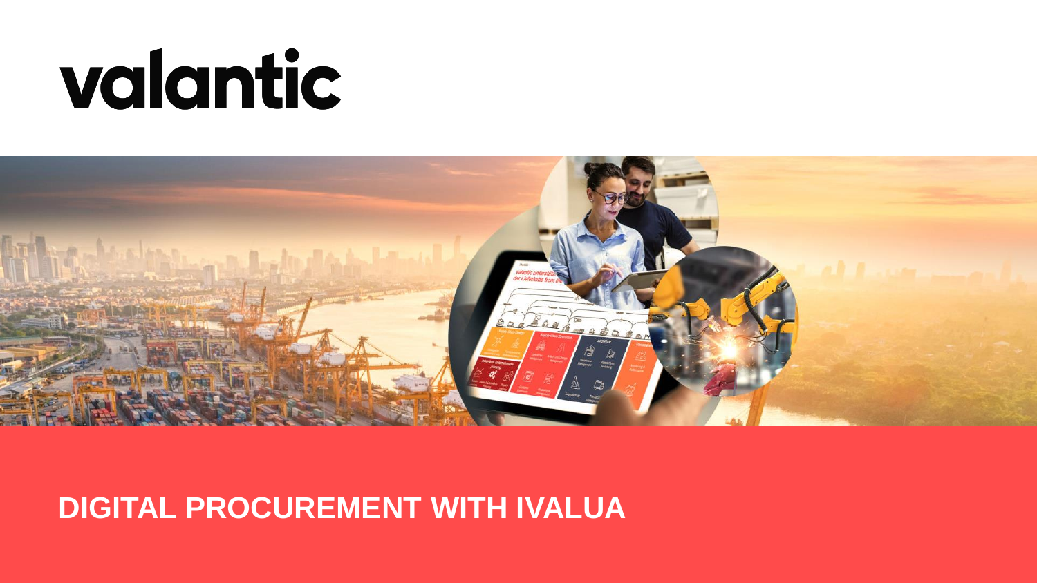valantic

# DIGITAL PROCUREMENT WITH IVALUA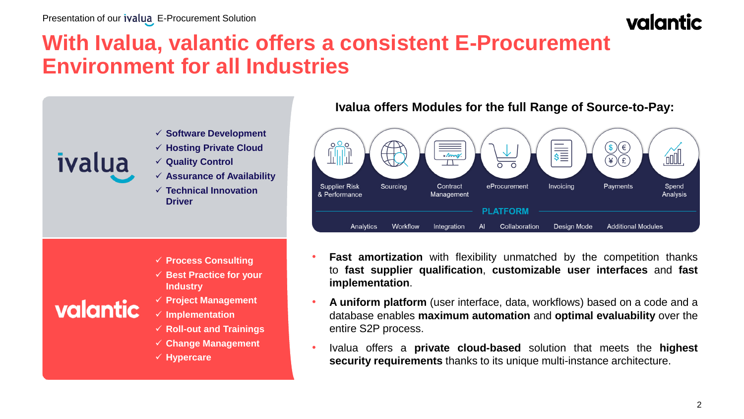# With Ivalua, valantic offers a consistent E-Procurement Environment for all Industries

**ivalua**

- ✓ Software Development
- ✓ Hosting Private Cloud
- ✓ Quality Control
- ✓ Assurance of Availability
- ✓ Technical Innovation Driver

**valantic**

- ✓ Process Consulting
- ✓ Best Practice for your Industry
- ✓ Project Management
- ✓ Implementation
- ✓ Roll-out and Trainings
- ✓ Change Management
- ✓ Hypercare

### Ivalua offers Modules for the full Range of Source-to-Pay:

Supplier Risk & Performance | Sourcing | Contract Management | eProcurement | Invoicing | Payments | Spend Analysis

**PLATFORM**

Analytics | Workflow | Integration | AI | Collaboration | Design Mode | Additional Modules

- **Fast amortization** with flexibility unmatched by the competition thanks to **fast supplier qualification**, **customizable user interfaces** and **fast implementation**.
- **A uniform platform** (user interface, data, workflows) based on a code and a database enables **maximum automation** and **optimal evaluability** over the entire S2P process.
- Ivalua offers a **private cloud-based** solution that meets the **highest security requirements** thanks to its unique multi-instance architecture.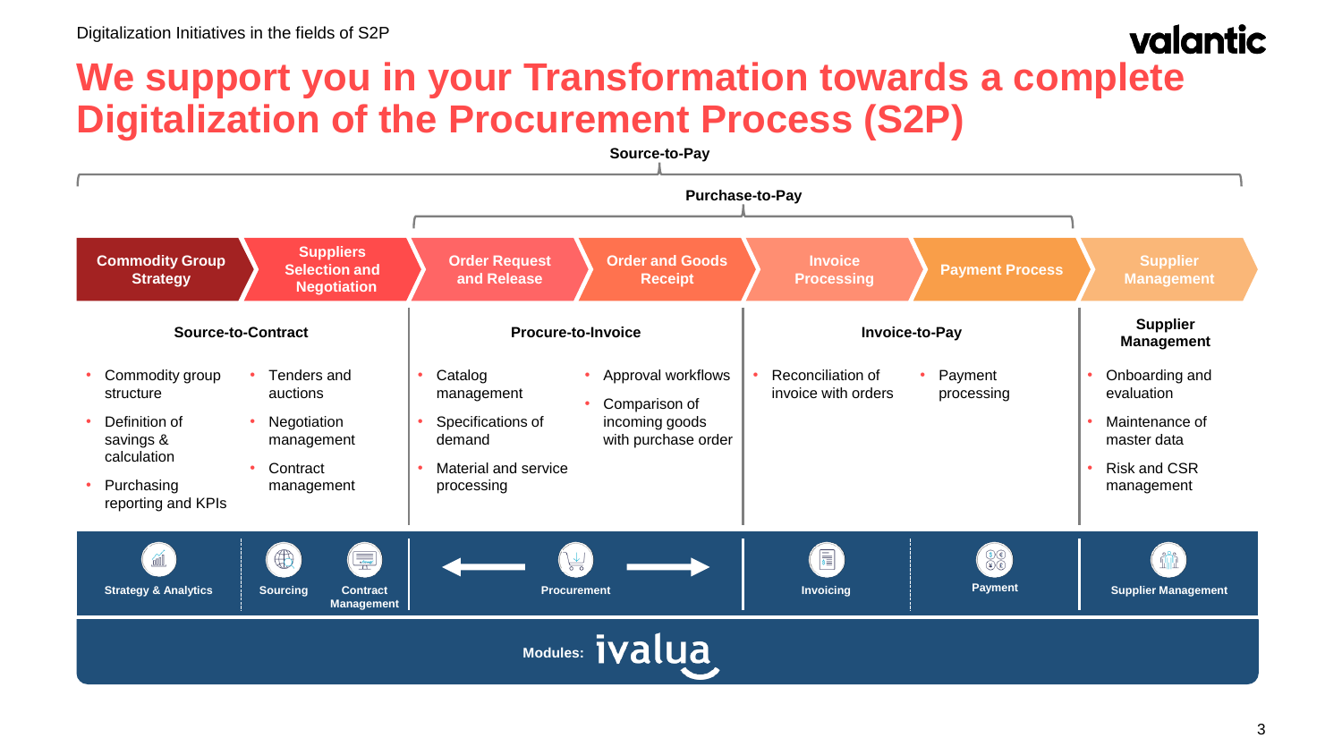Digitalization Initiatives in the fields of S2P

# We support you in your Transformation towards a complete Digitalization of the Procurement Process (S2P)

**Source-to-Pay**

**Purchase-to-Pay**

Commodity Group Strategy → Suppliers Selection and Negotiation → Order Request and Release → Order and Goods Receipt → Invoice Processing → Payment Process → Supplier Management

### Source-to-Contract

- Commodity group structure
- Definition of savings & calculation
- Purchasing reporting and KPIs
- Tenders and auctions
- Negotiation management
- Contract management

### Procure-to-Invoice

- Catalog management
- Specifications of demand
- Material and service processing
- Approval workflows
- Comparison of incoming goods with purchase order

### Invoice-to-Pay

- Reconciliation of invoice with orders
- Payment processing

### Supplier Management

- Onboarding and evaluation
- Maintenance of master data
- Risk and CSR management

Strategy & Analytics | Sourcing | Contract Management | Procurement | Invoicing | Payment | Supplier Management

Modules: ivalua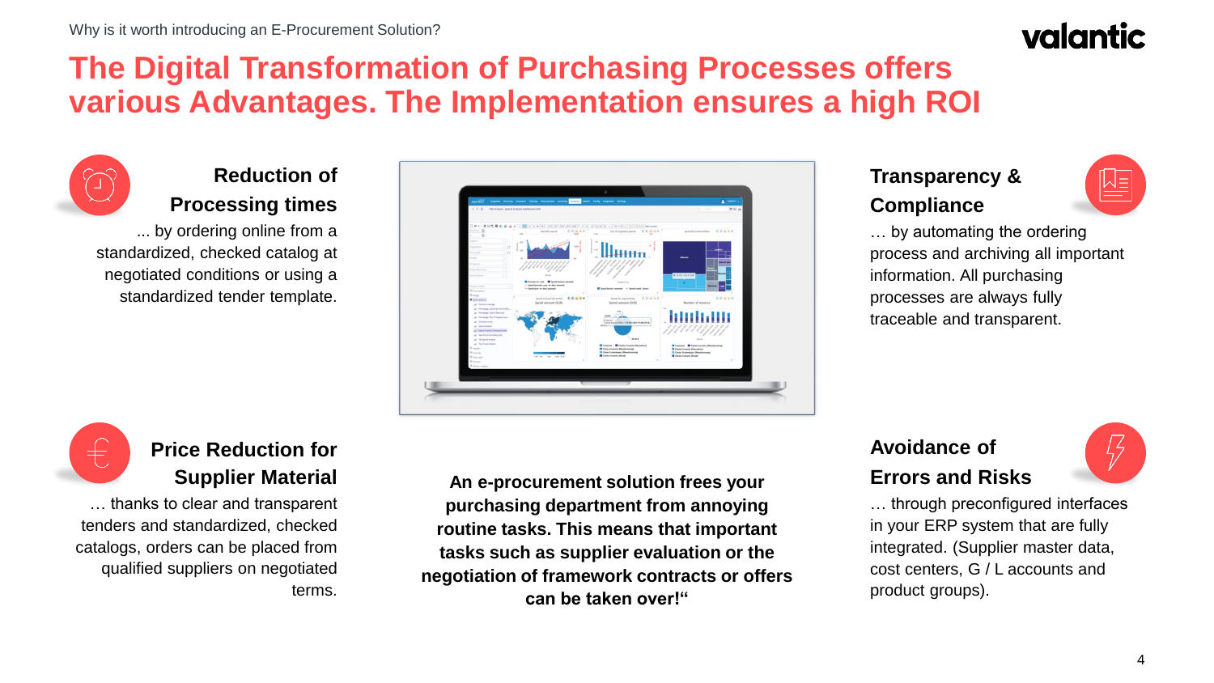Why is it worth introducing an E-Procurement Solution?

# The Digital Transformation of Purchasing Processes offers various Advantages. The Implementation ensures a high ROI

## Reduction of Processing times

... by ordering online from a standardized, checked catalog at negotiated conditions or using a standardized tender template.

## Transparency & Compliance

… by automating the ordering process and archiving all important information. All purchasing processes are always fully traceable and transparent.

## Price Reduction for Supplier Material

… thanks to clear and transparent tenders and standardized, checked catalogs, orders can be placed from qualified suppliers on negotiated terms.

**An e-procurement solution frees your purchasing department from annoying routine tasks. This means that important tasks such as supplier evaluation or the negotiation of framework contracts or offers can be taken over!“**

## Avoidance of Errors and Risks

… through preconfigured interfaces in your ERP system that are fully integrated. (Supplier master data, cost centers, G / L accounts and product groups).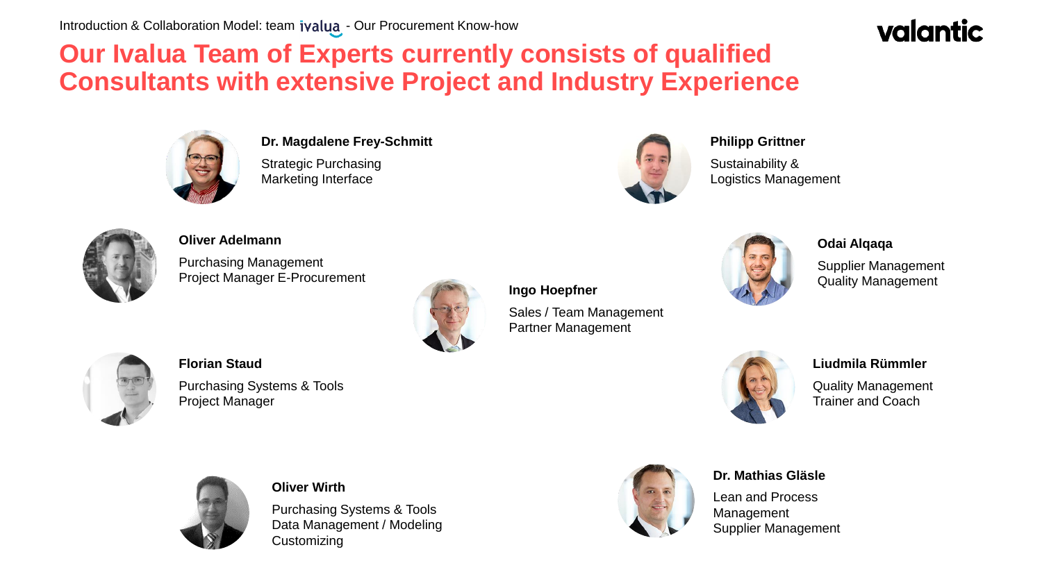Introduction & Collaboration Model: team ivalua - Our Procurement Know-how

# Our Ivalua Team of Experts currently consists of qualified Consultants with extensive Project and Industry Experience

**Dr. Magdalene Frey-Schmitt**
Strategic Purchasing
Marketing Interface

**Philipp Grittner**
Sustainability &
Logistics Management

**Oliver Adelmann**
Purchasing Management
Project Manager E-Procurement

**Odai Alqaqa**
Supplier Management
Quality Management

**Ingo Hoepfner**
Sales / Team Management
Partner Management

**Florian Staud**
Purchasing Systems & Tools
Project Manager

**Liudmila Rümmler**
Quality Management
Trainer and Coach

**Oliver Wirth**
Purchasing Systems & Tools
Data Management / Modeling
Customizing

**Dr. Mathias Gläsle**
Lean and Process
Management
Supplier Management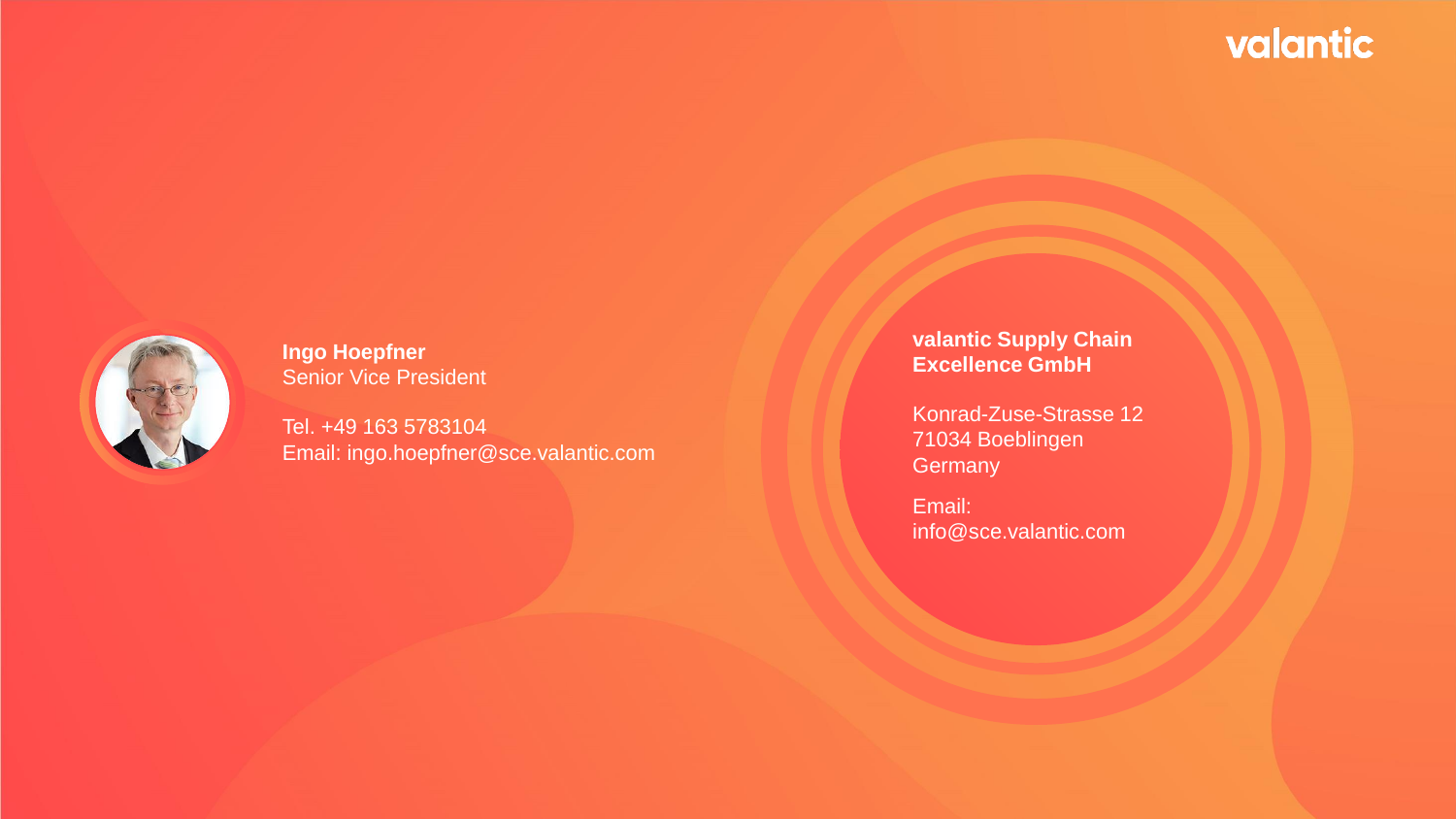valantic

**Ingo Hoepfner**
Senior Vice President

Tel. +49 163 5783104
Email: ingo.hoepfner@sce.valantic.com

**valantic Supply Chain Excellence GmbH**

Konrad-Zuse-Strasse 12
71034 Boeblingen
Germany

Email:
info@sce.valantic.com